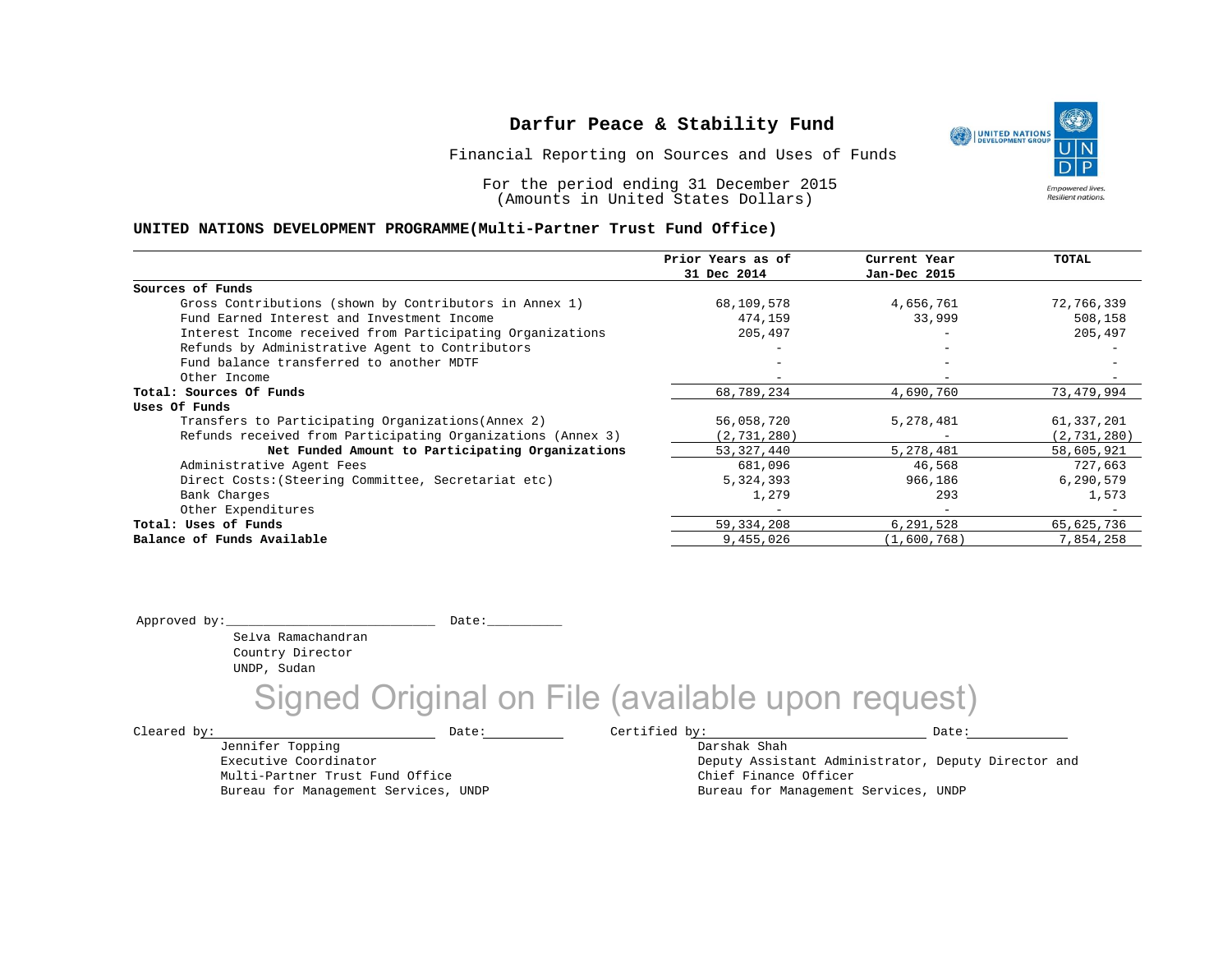# Darfur Peace & Stability Fund

Financial Reporting on Sources and Uses of Funds

For the period ending 31 December 2015
(Amounts in United States Dollars)

## UNITED NATIONS DEVELOPMENT PROGRAMME(Multi-Partner Trust Fund Office)

| | Prior Years as of 31 Dec 2014 | Current Year Jan-Dec 2015 | TOTAL |
|---|---|---|---|
| **Sources of Funds** | | | |
| Gross Contributions (shown by Contributors in Annex 1) | 68,109,578 | 4,656,761 | 72,766,339 |
| Fund Earned Interest and Investment Income | 474,159 | 33,999 | 508,158 |
| Interest Income received from Participating Organizations | 205,497 | - | 205,497 |
| Refunds by Administrative Agent to Contributors | - | - | - |
| Fund balance transferred to another MDTF | - | - | - |
| Other Income | - | - | - |
| **Total: Sources Of Funds** | 68,789,234 | 4,690,760 | 73,479,994 |
| **Uses Of Funds** | | | |
| Transfers to Participating Organizations(Annex 2) | 56,058,720 | 5,278,481 | 61,337,201 |
| Refunds received from Participating Organizations (Annex 3) | (2,731,280) | - | (2,731,280) |
| **Net Funded Amount to Participating Organizations** | 53,327,440 | 5,278,481 | 58,605,921 |
| Administrative Agent Fees | 681,096 | 46,568 | 727,663 |
| Direct Costs:(Steering Committee, Secretariat etc) | 5,324,393 | 966,186 | 6,290,579 |
| Bank Charges | 1,279 | 293 | 1,573 |
| Other Expenditures | - | - | - |
| **Total: Uses of Funds** | 59,334,208 | 6,291,528 | 65,625,736 |
| **Balance of Funds Available** | 9,455,026 | (1,600,768) | 7,854,258 |

Approved by:____________________________ Date:__________

Selva Ramachandran
Country Director
UNDP, Sudan

Signed Original on File (available upon request)

Cleared by:____________________________ Date:__________

Jennifer Topping
Executive Coordinator
Multi-Partner Trust Fund Office
Bureau for Management Services, UNDP

Certified by:____________________________ Date:__________

Darshak Shah
Deputy Assistant Administrator, Deputy Director and
Chief Finance Officer
Bureau for Management Services, UNDP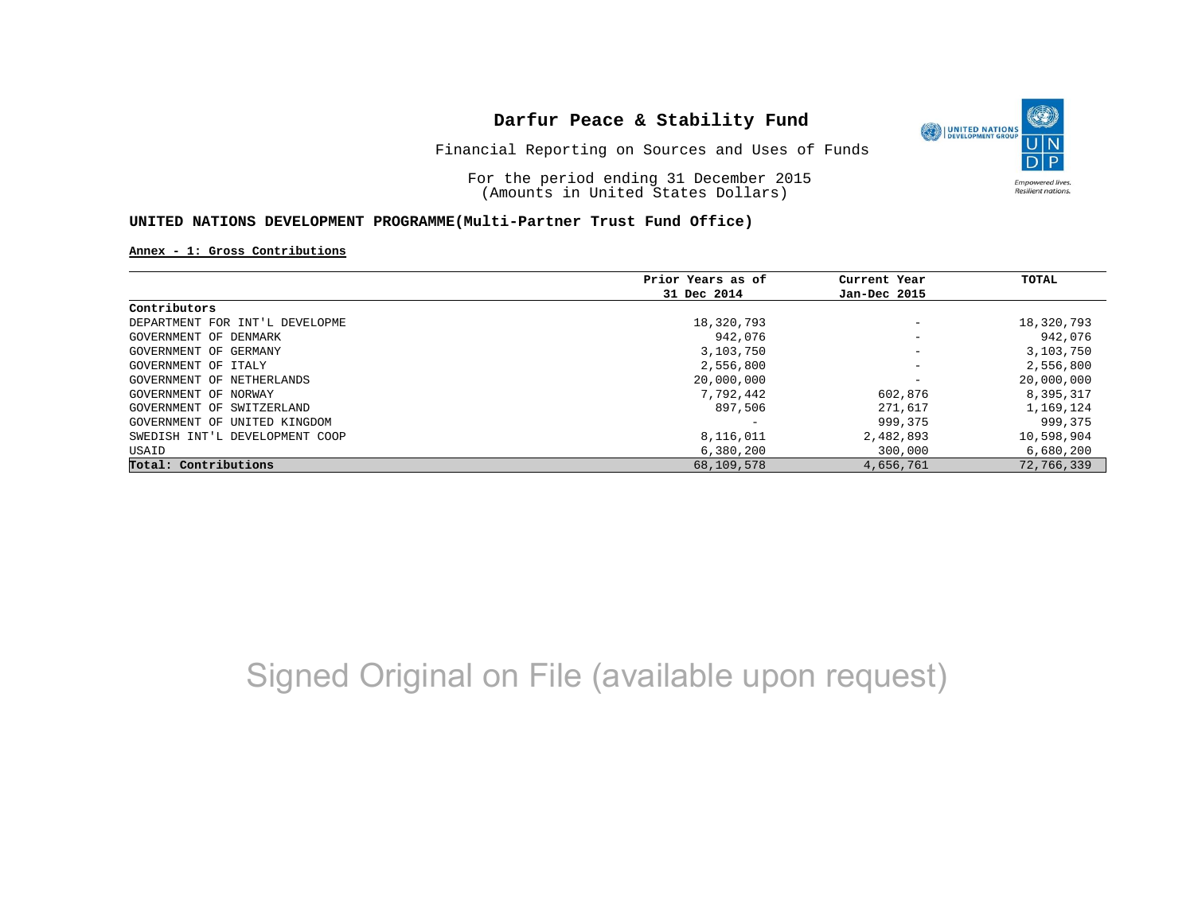# Darfur Peace & Stability Fund

Financial Reporting on Sources and Uses of Funds

For the period ending 31 December 2015
(Amounts in United States Dollars)

**UNITED NATIONS DEVELOPMENT PROGRAMME(Multi-Partner Trust Fund Office)**

**Annex - 1: Gross Contributions**

| Contributors | Prior Years as of 31 Dec 2014 | Current Year Jan-Dec 2015 | TOTAL |
|---|---|---|---|
| DEPARTMENT FOR INT'L DEVELOPME | 18,320,793 | - | 18,320,793 |
| GOVERNMENT OF DENMARK | 942,076 | - | 942,076 |
| GOVERNMENT OF GERMANY | 3,103,750 | - | 3,103,750 |
| GOVERNMENT OF ITALY | 2,556,800 | - | 2,556,800 |
| GOVERNMENT OF NETHERLANDS | 20,000,000 | - | 20,000,000 |
| GOVERNMENT OF NORWAY | 7,792,442 | 602,876 | 8,395,317 |
| GOVERNMENT OF SWITZERLAND | 897,506 | 271,617 | 1,169,124 |
| GOVERNMENT OF UNITED KINGDOM | - | 999,375 | 999,375 |
| SWEDISH INT'L DEVELOPMENT COOP | 8,116,011 | 2,482,893 | 10,598,904 |
| USAID | 6,380,200 | 300,000 | 6,680,200 |
| **Total: Contributions** | 68,109,578 | 4,656,761 | 72,766,339 |

Signed Original on File (available upon request)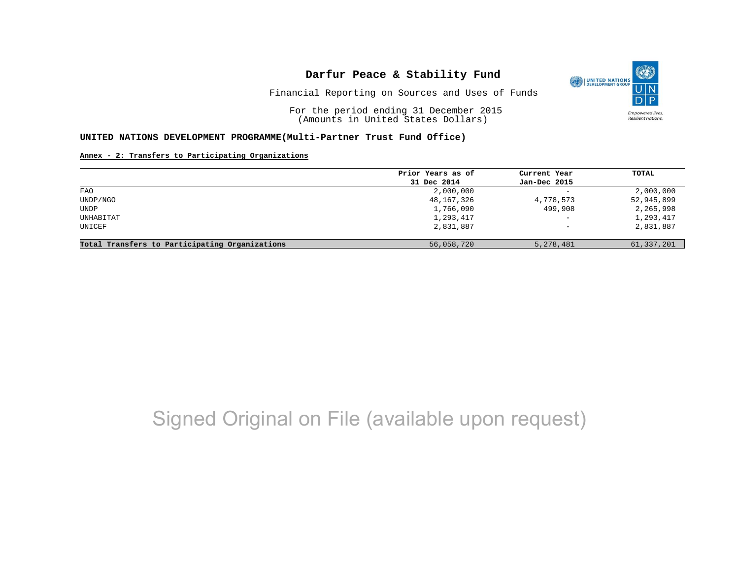# Darfur Peace & Stability Fund

Financial Reporting on Sources and Uses of Funds

For the period ending 31 December 2015
(Amounts in United States Dollars)

**UNITED NATIONS DEVELOPMENT PROGRAMME(Multi-Partner Trust Fund Office)**

**Annex - 2: Transfers to Participating Organizations**

| | Prior Years as of 31 Dec 2014 | Current Year Jan-Dec 2015 | TOTAL |
|---|---|---|---|
| FAO | 2,000,000 | - | 2,000,000 |
| UNDP/NGO | 48,167,326 | 4,778,573 | 52,945,899 |
| UNDP | 1,766,090 | 499,908 | 2,265,998 |
| UNHABITAT | 1,293,417 | - | 1,293,417 |
| UNICEF | 2,831,887 | - | 2,831,887 |
| **Total Transfers to Participating Organizations** | 56,058,720 | 5,278,481 | 61,337,201 |

Signed Original on File (available upon request)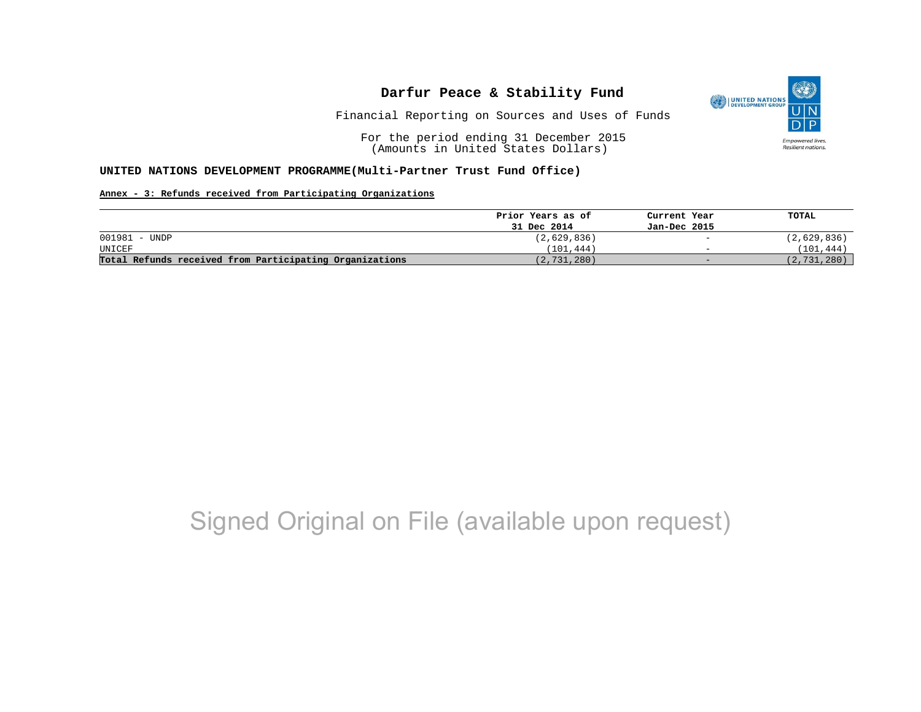# Darfur Peace & Stability Fund

Financial Reporting on Sources and Uses of Funds

For the period ending 31 December 2015
(Amounts in United States Dollars)

**UNITED NATIONS DEVELOPMENT PROGRAMME(Multi-Partner Trust Fund Office)**

**Annex - 3: Refunds received from Participating Organizations**

| | Prior Years as of 31 Dec 2014 | Current Year Jan-Dec 2015 | TOTAL |
|---|---|---|---|
| 001981 - UNDP | (2,629,836) | - | (2,629,836) |
| UNICEF | (101,444) | - | (101,444) |
| **Total Refunds received from Participating Organizations** | (2,731,280) | - | (2,731,280) |

Signed Original on File (available upon request)